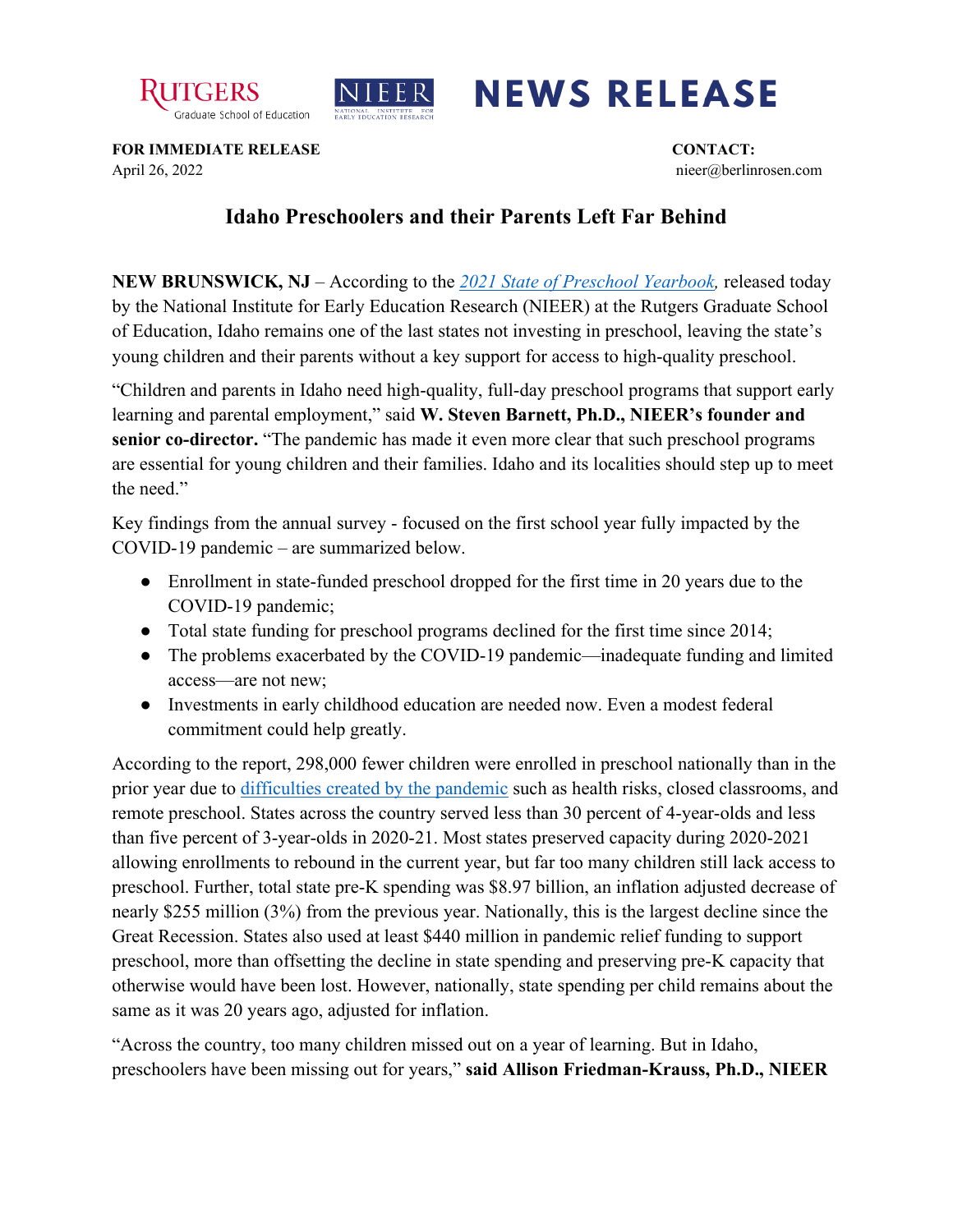# NEWS RELEASE

**FOR IMMEDIATE RELEASE**
April 26, 2022

**CONTACT:**
nieer@berlinrosen.com

## Idaho Preschoolers and their Parents Left Far Behind

**NEW BRUNSWICK, NJ** – According to the *2021 State of Preschool Yearbook,* released today by the National Institute for Early Education Research (NIEER) at the Rutgers Graduate School of Education, Idaho remains one of the last states not investing in preschool, leaving the state's young children and their parents without a key support for access to high-quality preschool.

"Children and parents in Idaho need high-quality, full-day preschool programs that support early learning and parental employment," said **W. Steven Barnett, Ph.D., NIEER's founder and senior co-director.** "The pandemic has made it even more clear that such preschool programs are essential for young children and their families. Idaho and its localities should step up to meet the need."

Key findings from the annual survey - focused on the first school year fully impacted by the COVID-19 pandemic – are summarized below.

- Enrollment in state-funded preschool dropped for the first time in 20 years due to the COVID-19 pandemic;
- Total state funding for preschool programs declined for the first time since 2014;
- The problems exacerbated by the COVID-19 pandemic—inadequate funding and limited access—are not new;
- Investments in early childhood education are needed now. Even a modest federal commitment could help greatly.

According to the report, 298,000 fewer children were enrolled in preschool nationally than in the prior year due to difficulties created by the pandemic such as health risks, closed classrooms, and remote preschool. States across the country served less than 30 percent of 4-year-olds and less than five percent of 3-year-olds in 2020-21. Most states preserved capacity during 2020-2021 allowing enrollments to rebound in the current year, but far too many children still lack access to preschool. Further, total state pre-K spending was $8.97 billion, an inflation adjusted decrease of nearly $255 million (3%) from the previous year. Nationally, this is the largest decline since the Great Recession. States also used at least $440 million in pandemic relief funding to support preschool, more than offsetting the decline in state spending and preserving pre-K capacity that otherwise would have been lost. However, nationally, state spending per child remains about the same as it was 20 years ago, adjusted for inflation.

"Across the country, too many children missed out on a year of learning. But in Idaho, preschoolers have been missing out for years," **said Allison Friedman-Krauss, Ph.D., NIEER**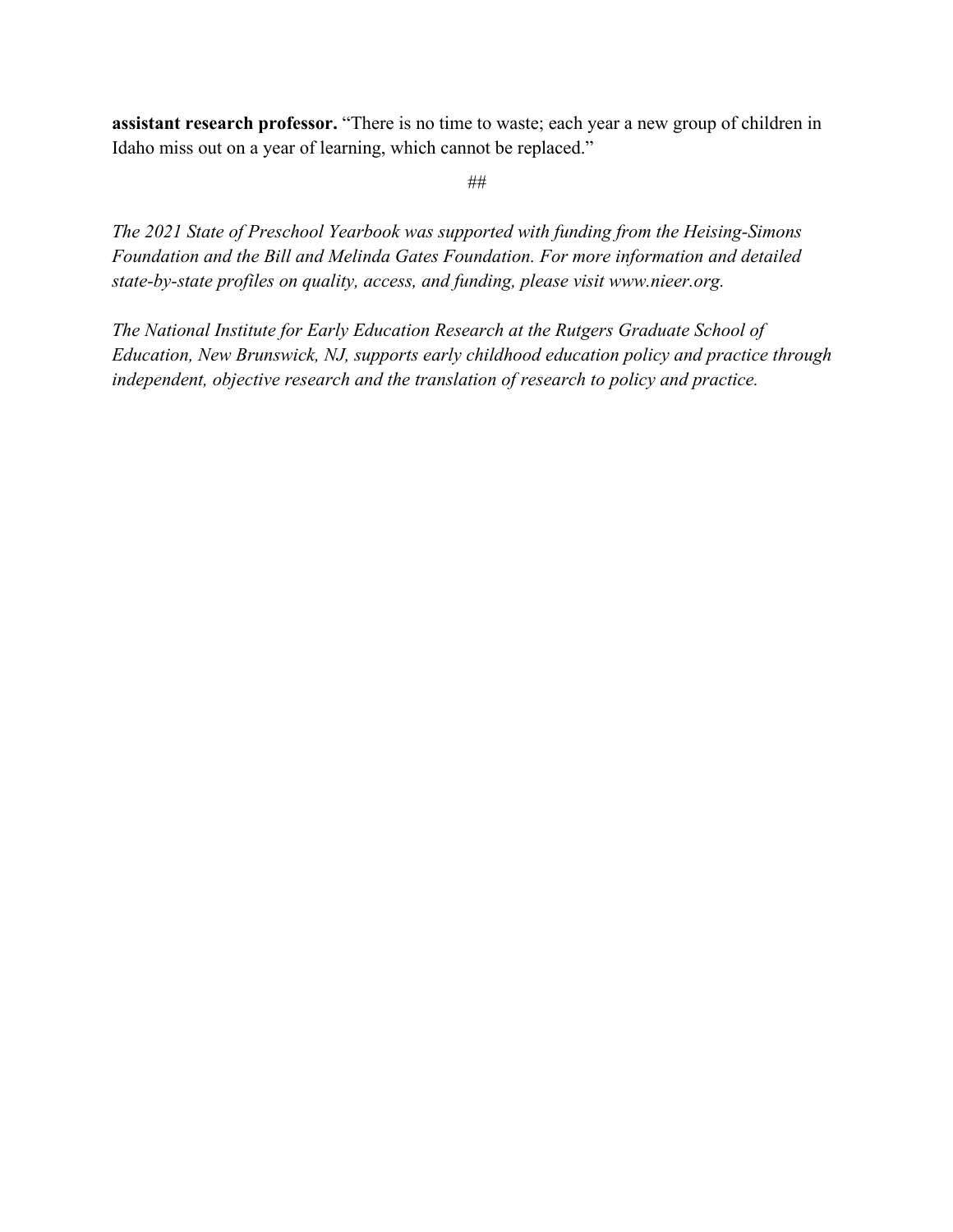**assistant research professor.** “There is no time to waste; each year a new group of children in Idaho miss out on a year of learning, which cannot be replaced.”

##

*The 2021 State of Preschool Yearbook was supported with funding from the Heising-Simons Foundation and the Bill and Melinda Gates Foundation. For more information and detailed state-by-state profiles on quality, access, and funding, please visit www.nieer.org.*

*The National Institute for Early Education Research at the Rutgers Graduate School of Education, New Brunswick, NJ, supports early childhood education policy and practice through independent, objective research and the translation of research to policy and practice.*